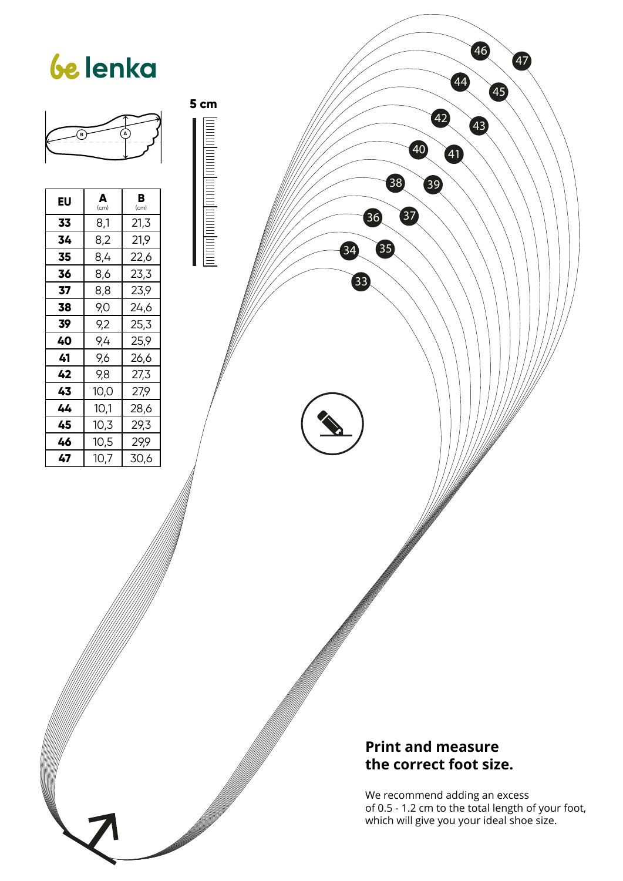be lenka

| EU | A (cm) | B (cm) |
|---|---|---|
| 33 | 8,1 | 21,3 |
| 34 | 8,2 | 21,9 |
| 35 | 8,4 | 22,6 |
| 36 | 8,6 | 23,3 |
| 37 | 8,8 | 23,9 |
| 38 | 9,0 | 24,6 |
| 39 | 9,2 | 25,3 |
| 40 | 9,4 | 25,9 |
| 41 | 9,6 | 26,6 |
| 42 | 9,8 | 27,3 |
| 43 | 10,0 | 27,9 |
| 44 | 10,1 | 28,6 |
| 45 | 10,3 | 29,3 |
| 46 | 10,5 | 29,9 |
| 47 | 10,7 | 30,6 |

5 cm

46
47
44
45
42
43
40
41
38
39
36
37
34
35
33

## Print and measure the correct foot size.

We recommend adding an excess of 0.5 - 1.2 cm to the total length of your foot, which will give you your ideal shoe size.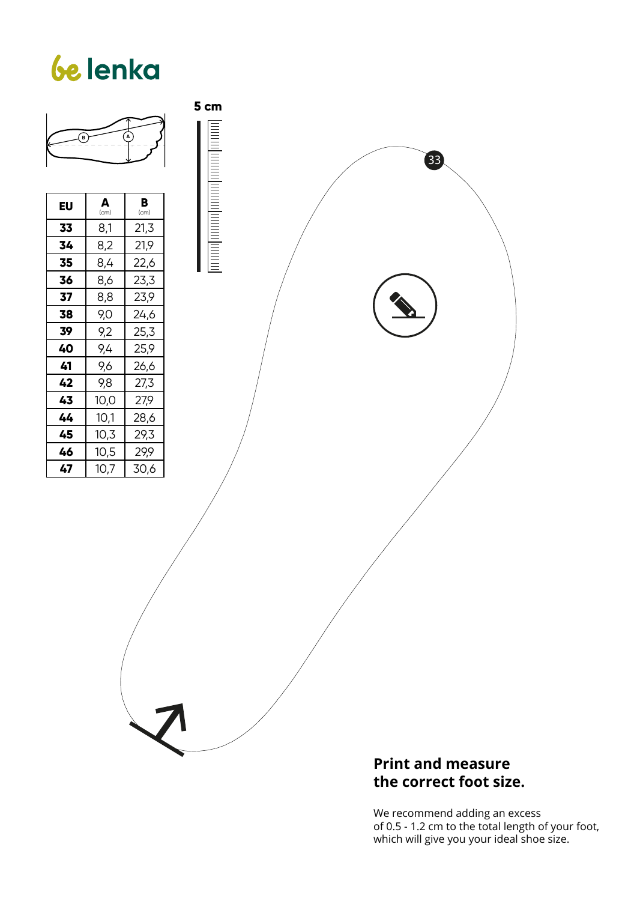be lenka

| EU | A (cm) | B (cm) |
|---|---|---|
| 33 | 8,1 | 21,3 |
| 34 | 8,2 | 21,9 |
| 35 | 8,4 | 22,6 |
| 36 | 8,6 | 23,3 |
| 37 | 8,8 | 23,9 |
| 38 | 9,0 | 24,6 |
| 39 | 9,2 | 25,3 |
| 40 | 9,4 | 25,9 |
| 41 | 9,6 | 26,6 |
| 42 | 9,8 | 27,3 |
| 43 | 10,0 | 27,9 |
| 44 | 10,1 | 28,6 |
| 45 | 10,3 | 29,3 |
| 46 | 10,5 | 29,9 |
| 47 | 10,7 | 30,6 |

5 cm

33

**Print and measure the correct foot size.**

We recommend adding an excess of 0.5 - 1.2 cm to the total length of your foot, which will give you your ideal shoe size.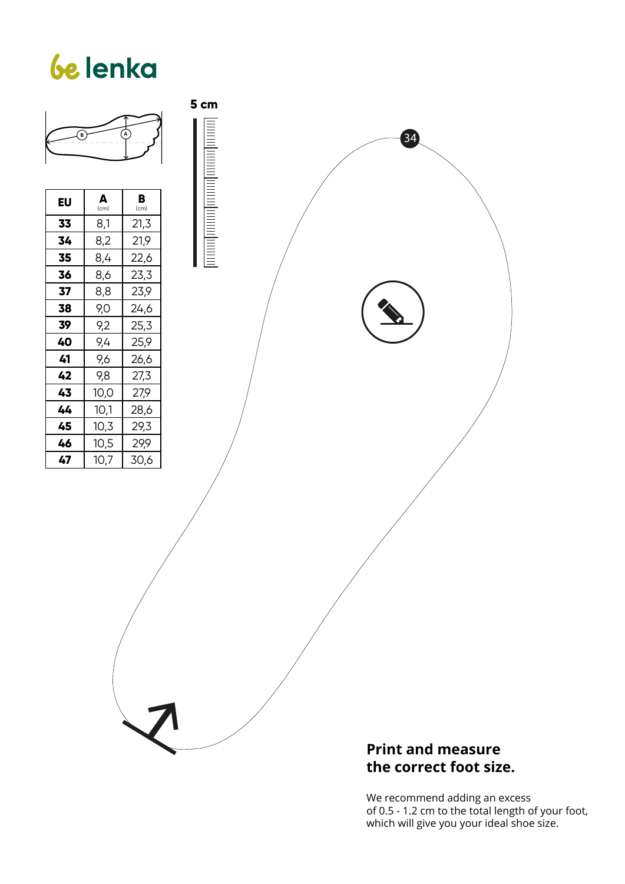be lenka

5 cm

| EU | A (cm) | B (cm) |
|---|---|---|
| 33 | 8,1 | 21,3 |
| 34 | 8,2 | 21,9 |
| 35 | 8,4 | 22,6 |
| 36 | 8,6 | 23,3 |
| 37 | 8,8 | 23,9 |
| 38 | 9,0 | 24,6 |
| 39 | 9,2 | 25,3 |
| 40 | 9,4 | 25,9 |
| 41 | 9,6 | 26,6 |
| 42 | 9,8 | 27,3 |
| 43 | 10,0 | 27,9 |
| 44 | 10,1 | 28,6 |
| 45 | 10,3 | 29,3 |
| 46 | 10,5 | 29,9 |
| 47 | 10,7 | 30,6 |

34

## Print and measure the correct foot size.

We recommend adding an excess of 0.5 - 1.2 cm to the total length of your foot, which will give you your ideal shoe size.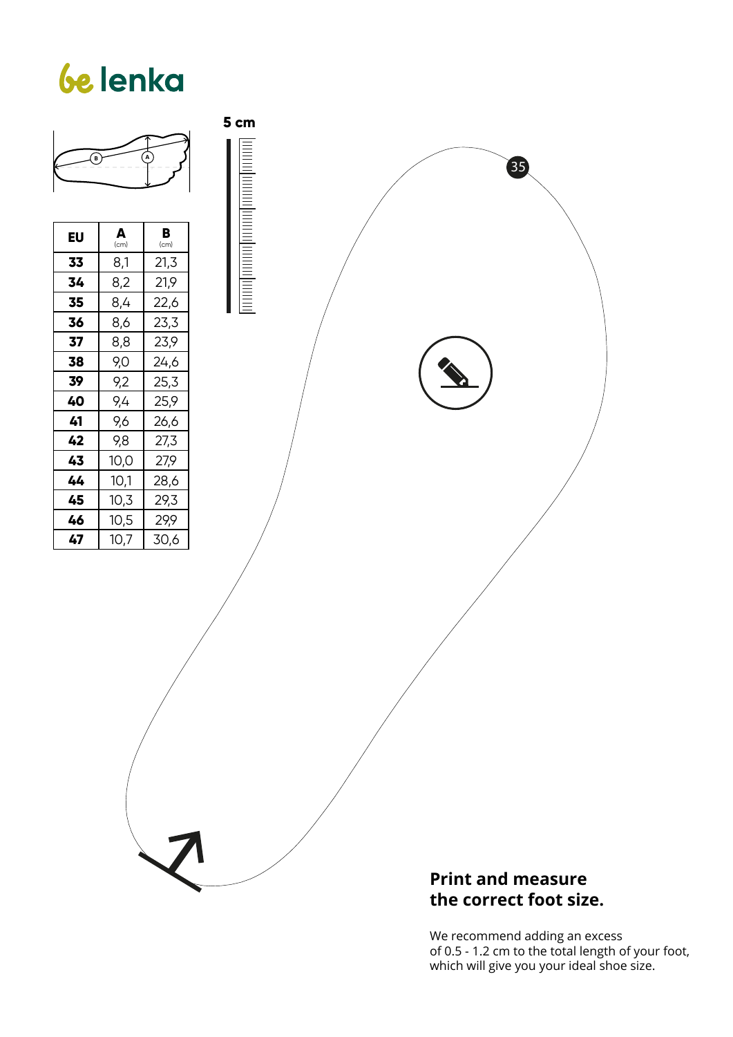be lenka

5 cm

35

| EU | A (cm) | B (cm) |
|---|---|---|
| 33 | 8,1 | 21,3 |
| 34 | 8,2 | 21,9 |
| 35 | 8,4 | 22,6 |
| 36 | 8,6 | 23,3 |
| 37 | 8,8 | 23,9 |
| 38 | 9,0 | 24,6 |
| 39 | 9,2 | 25,3 |
| 40 | 9,4 | 25,9 |
| 41 | 9,6 | 26,6 |
| 42 | 9,8 | 27,3 |
| 43 | 10,0 | 27,9 |
| 44 | 10,1 | 28,6 |
| 45 | 10,3 | 29,3 |
| 46 | 10,5 | 29,9 |
| 47 | 10,7 | 30,6 |

## Print and measure the correct foot size.

We recommend adding an excess of 0.5 - 1.2 cm to the total length of your foot, which will give you your ideal shoe size.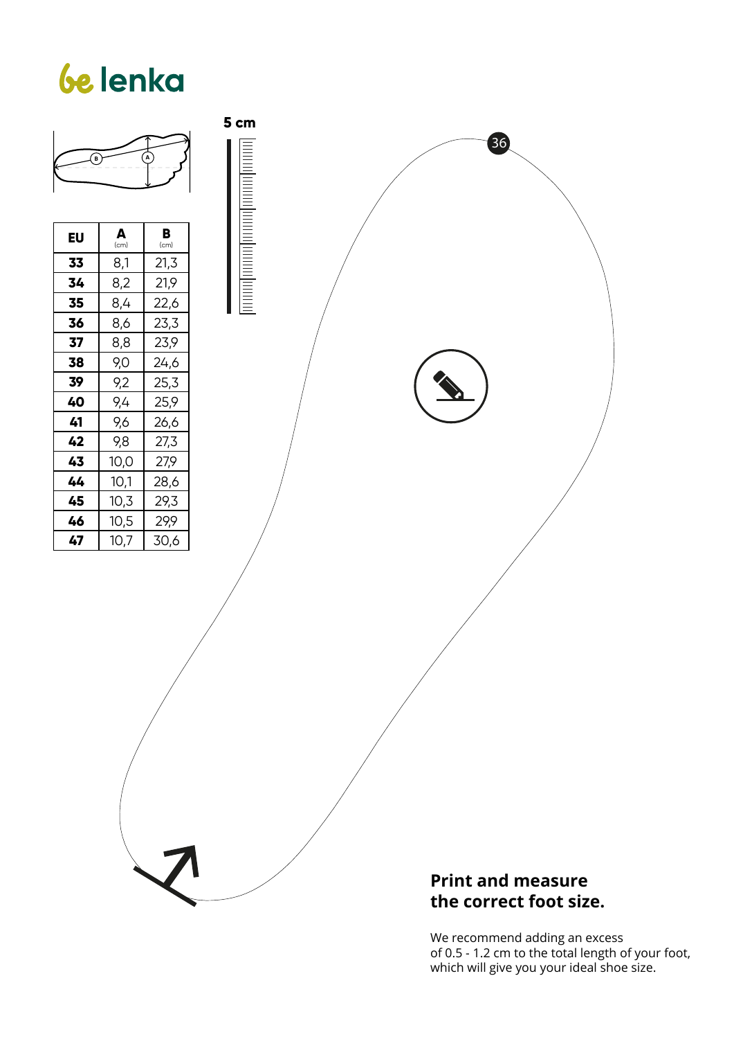be lenka

5 cm

36

| EU | A (cm) | B (cm) |
|---|---|---|
| 33 | 8,1 | 21,3 |
| 34 | 8,2 | 21,9 |
| 35 | 8,4 | 22,6 |
| 36 | 8,6 | 23,3 |
| 37 | 8,8 | 23,9 |
| 38 | 9,0 | 24,6 |
| 39 | 9,2 | 25,3 |
| 40 | 9,4 | 25,9 |
| 41 | 9,6 | 26,6 |
| 42 | 9,8 | 27,3 |
| 43 | 10,0 | 27,9 |
| 44 | 10,1 | 28,6 |
| 45 | 10,3 | 29,3 |
| 46 | 10,5 | 29,9 |
| 47 | 10,7 | 30,6 |

## Print and measure the correct foot size.

We recommend adding an excess of 0.5 - 1.2 cm to the total length of your foot, which will give you your ideal shoe size.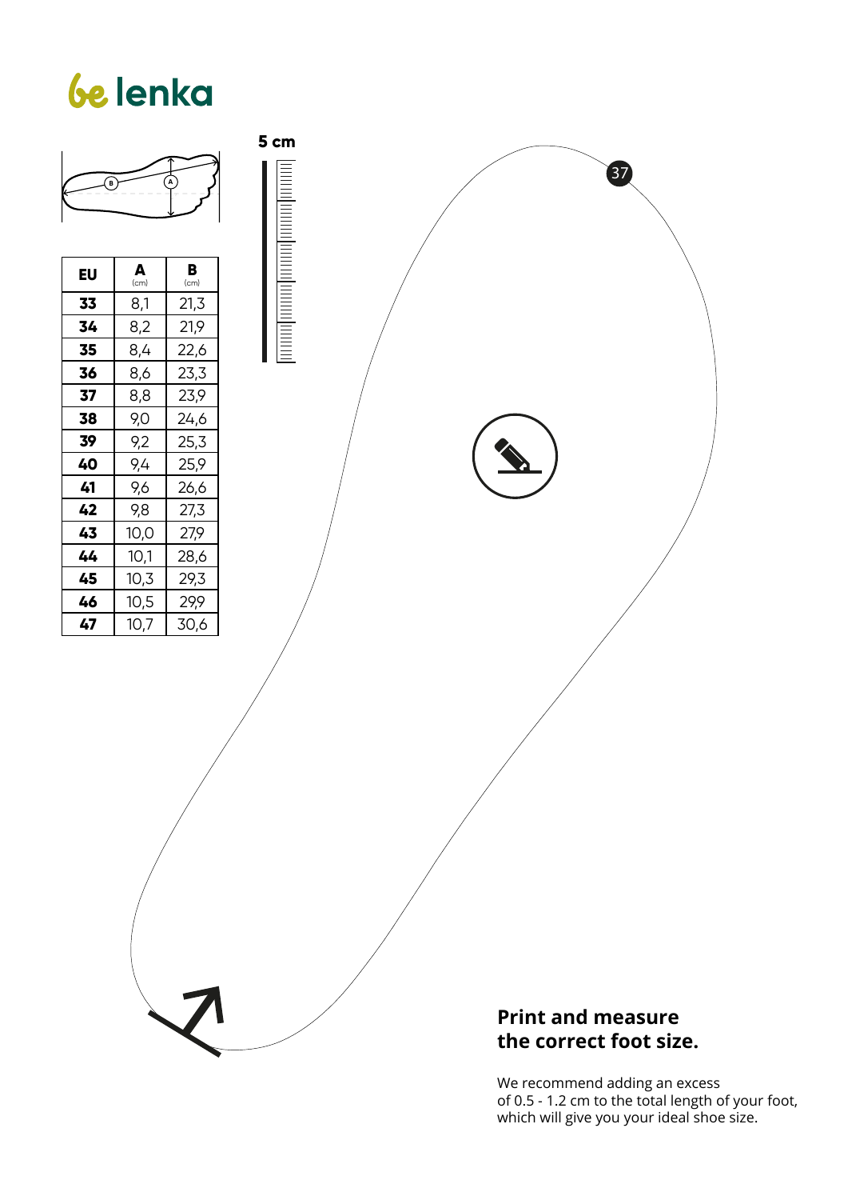be lenka

5 cm

| EU | A (cm) | B (cm) |
|---|---|---|
| 33 | 8,1 | 21,3 |
| 34 | 8,2 | 21,9 |
| 35 | 8,4 | 22,6 |
| 36 | 8,6 | 23,3 |
| 37 | 8,8 | 23,9 |
| 38 | 9,0 | 24,6 |
| 39 | 9,2 | 25,3 |
| 40 | 9,4 | 25,9 |
| 41 | 9,6 | 26,6 |
| 42 | 9,8 | 27,3 |
| 43 | 10,0 | 27,9 |
| 44 | 10,1 | 28,6 |
| 45 | 10,3 | 29,3 |
| 46 | 10,5 | 29,9 |
| 47 | 10,7 | 30,6 |

37

**Print and measure the correct foot size.**

We recommend adding an excess of 0.5 - 1.2 cm to the total length of your foot, which will give you your ideal shoe size.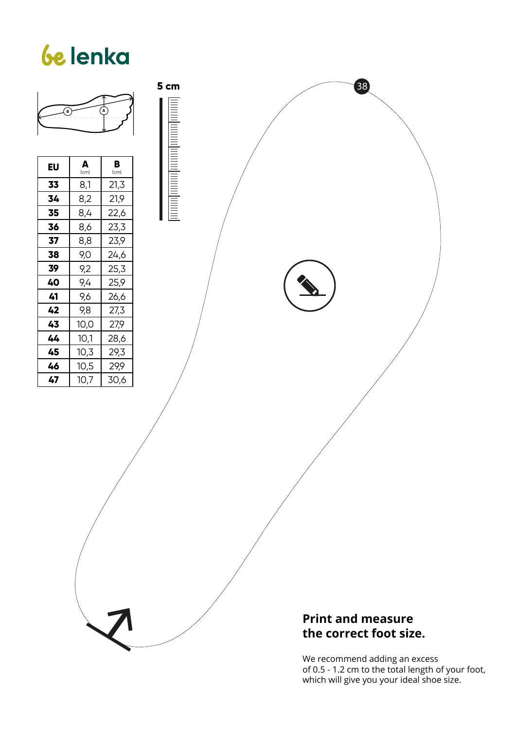be lenka

5 cm

38

| EU | A (cm) | B (cm) |
|---|---|---|
| 33 | 8,1 | 21,3 |
| 34 | 8,2 | 21,9 |
| 35 | 8,4 | 22,6 |
| 36 | 8,6 | 23,3 |
| 37 | 8,8 | 23,9 |
| 38 | 9,0 | 24,6 |
| 39 | 9,2 | 25,3 |
| 40 | 9,4 | 25,9 |
| 41 | 9,6 | 26,6 |
| 42 | 9,8 | 27,3 |
| 43 | 10,0 | 27,9 |
| 44 | 10,1 | 28,6 |
| 45 | 10,3 | 29,3 |
| 46 | 10,5 | 29,9 |
| 47 | 10,7 | 30,6 |

**Print and measure the correct foot size.**

We recommend adding an excess of 0.5 - 1.2 cm to the total length of your foot, which will give you your ideal shoe size.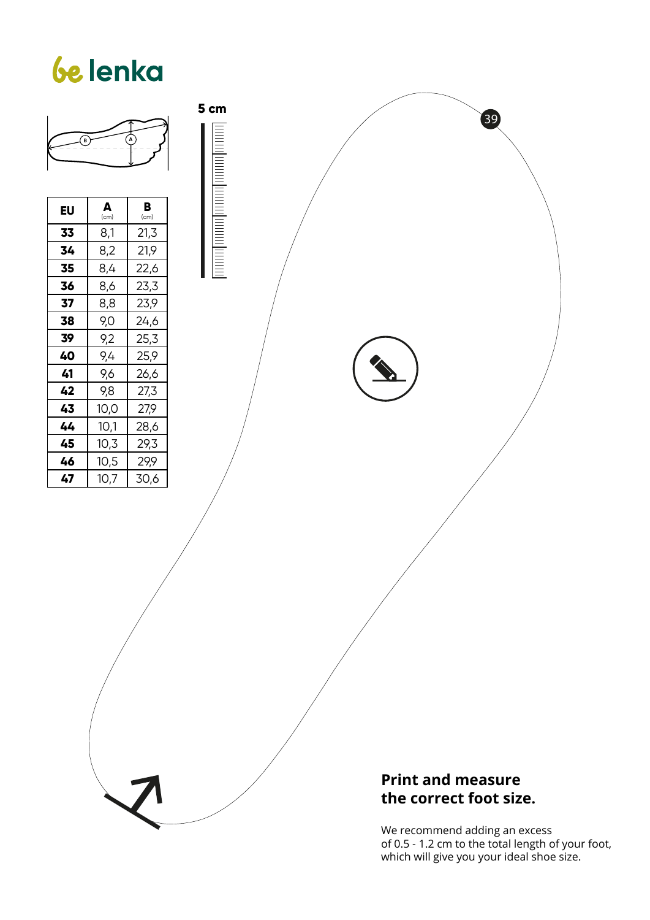be lenka

5 cm

| EU | A (cm) | B (cm) |
| --- | --- | --- |
| 33 | 8,1 | 21,3 |
| 34 | 8,2 | 21,9 |
| 35 | 8,4 | 22,6 |
| 36 | 8,6 | 23,3 |
| 37 | 8,8 | 23,9 |
| 38 | 9,0 | 24,6 |
| 39 | 9,2 | 25,3 |
| 40 | 9,4 | 25,9 |
| 41 | 9,6 | 26,6 |
| 42 | 9,8 | 27,3 |
| 43 | 10,0 | 27,9 |
| 44 | 10,1 | 28,6 |
| 45 | 10,3 | 29,3 |
| 46 | 10,5 | 29,9 |
| 47 | 10,7 | 30,6 |

39

**Print and measure the correct foot size.**

We recommend adding an excess of 0.5 - 1.2 cm to the total length of your foot, which will give you your ideal shoe size.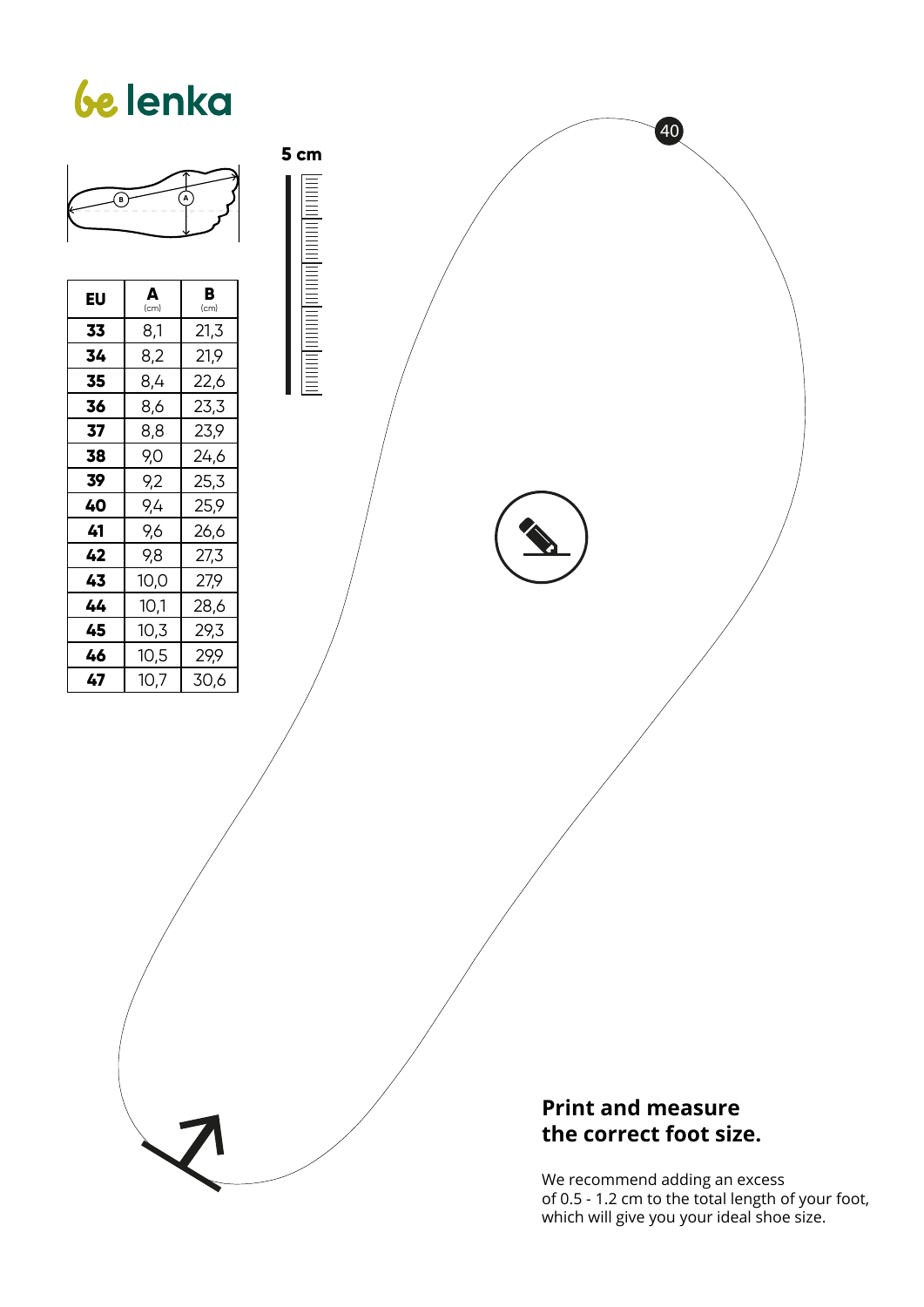be lenka

B A

| EU | A (cm) | B (cm) |
|---|---|---|
| 33 | 8,1 | 21,3 |
| 34 | 8,2 | 21,9 |
| 35 | 8,4 | 22,6 |
| 36 | 8,6 | 23,3 |
| 37 | 8,8 | 23,9 |
| 38 | 9,0 | 24,6 |
| 39 | 9,2 | 25,3 |
| 40 | 9,4 | 25,9 |
| 41 | 9,6 | 26,6 |
| 42 | 9,8 | 27,3 |
| 43 | 10,0 | 27,9 |
| 44 | 10,1 | 28,6 |
| 45 | 10,3 | 29,3 |
| 46 | 10,5 | 29,9 |
| 47 | 10,7 | 30,6 |

5 cm

40

## Print and measure the correct foot size.

We recommend adding an excess of 0.5 - 1.2 cm to the total length of your foot, which will give you your ideal shoe size.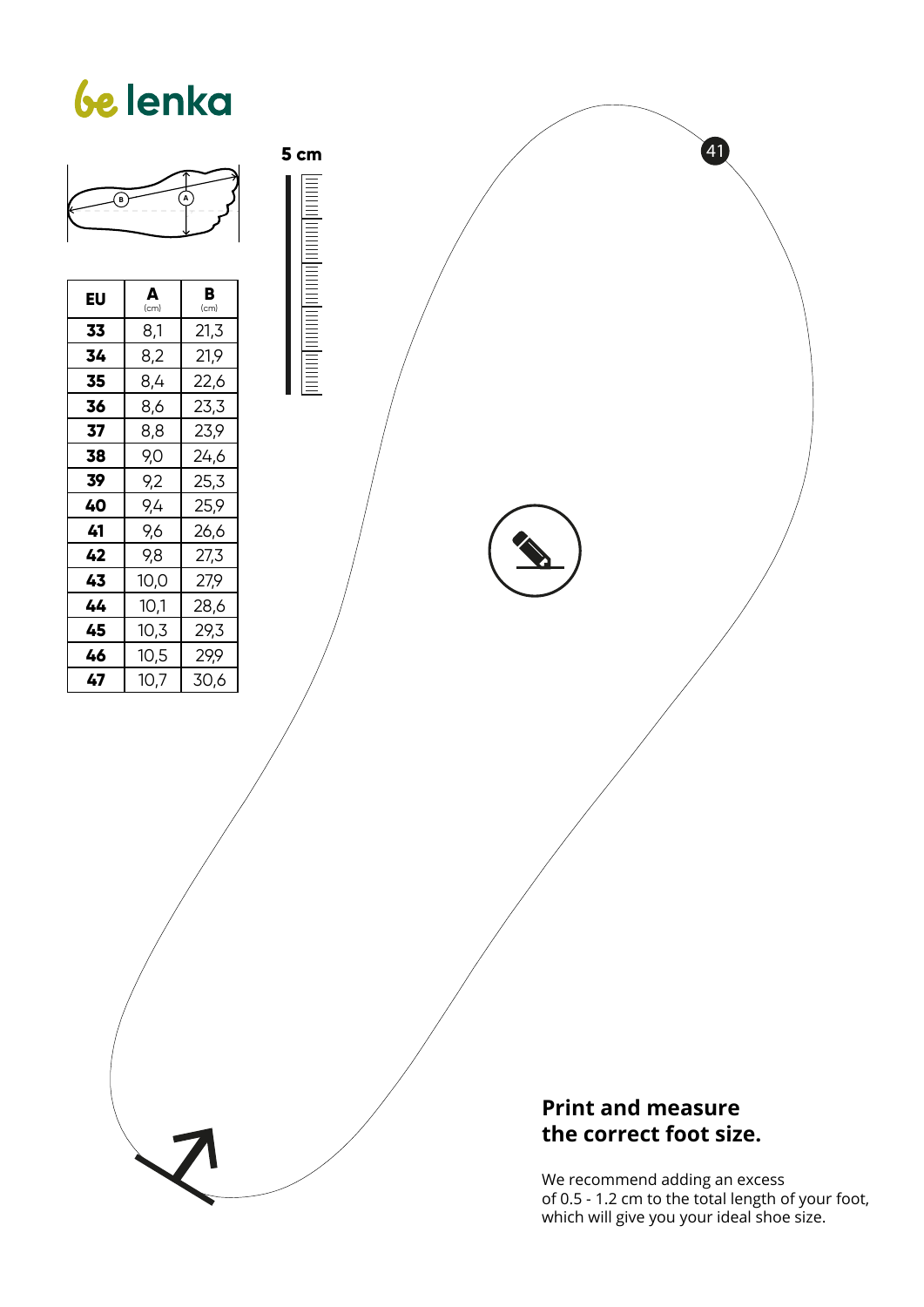be lenka

A

B

5 cm

| EU | A (cm) | B (cm) |
| --- | --- | --- |
| 33 | 8,1 | 21,3 |
| 34 | 8,2 | 21,9 |
| 35 | 8,4 | 22,6 |
| 36 | 8,6 | 23,3 |
| 37 | 8,8 | 23,9 |
| 38 | 9,0 | 24,6 |
| 39 | 9,2 | 25,3 |
| 40 | 9,4 | 25,9 |
| 41 | 9,6 | 26,6 |
| 42 | 9,8 | 27,3 |
| 43 | 10,0 | 27,9 |
| 44 | 10,1 | 28,6 |
| 45 | 10,3 | 29,3 |
| 46 | 10,5 | 29,9 |
| 47 | 10,7 | 30,6 |

41

## Print and measure the correct foot size.

We recommend adding an excess of 0.5 - 1.2 cm to the total length of your foot, which will give you your ideal shoe size.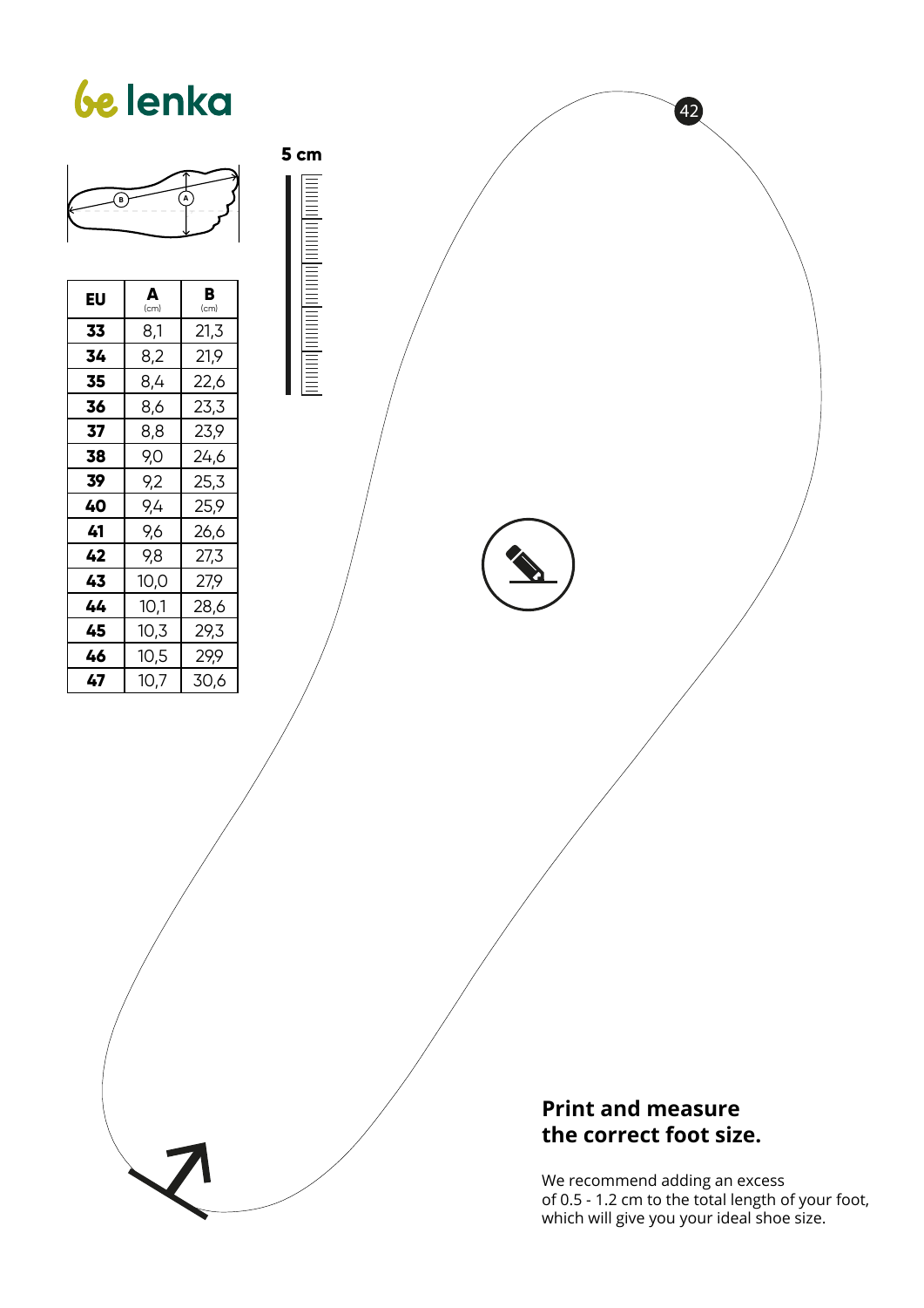be lenka

5 cm

| EU | A (cm) | B (cm) |
| --- | --- | --- |
| **33** | 8,1 | 21,3 |
| **34** | 8,2 | 21,9 |
| **35** | 8,4 | 22,6 |
| **36** | 8,6 | 23,3 |
| **37** | 8,8 | 23,9 |
| **38** | 9,0 | 24,6 |
| **39** | 9,2 | 25,3 |
| **40** | 9,4 | 25,9 |
| **41** | 9,6 | 26,6 |
| **42** | 9,8 | 27,3 |
| **43** | 10,0 | 27,9 |
| **44** | 10,1 | 28,6 |
| **45** | 10,3 | 29,3 |
| **46** | 10,5 | 29,9 |
| **47** | 10,7 | 30,6 |

42

## Print and measure the correct foot size.

We recommend adding an excess of 0.5 - 1.2 cm to the total length of your foot, which will give you your ideal shoe size.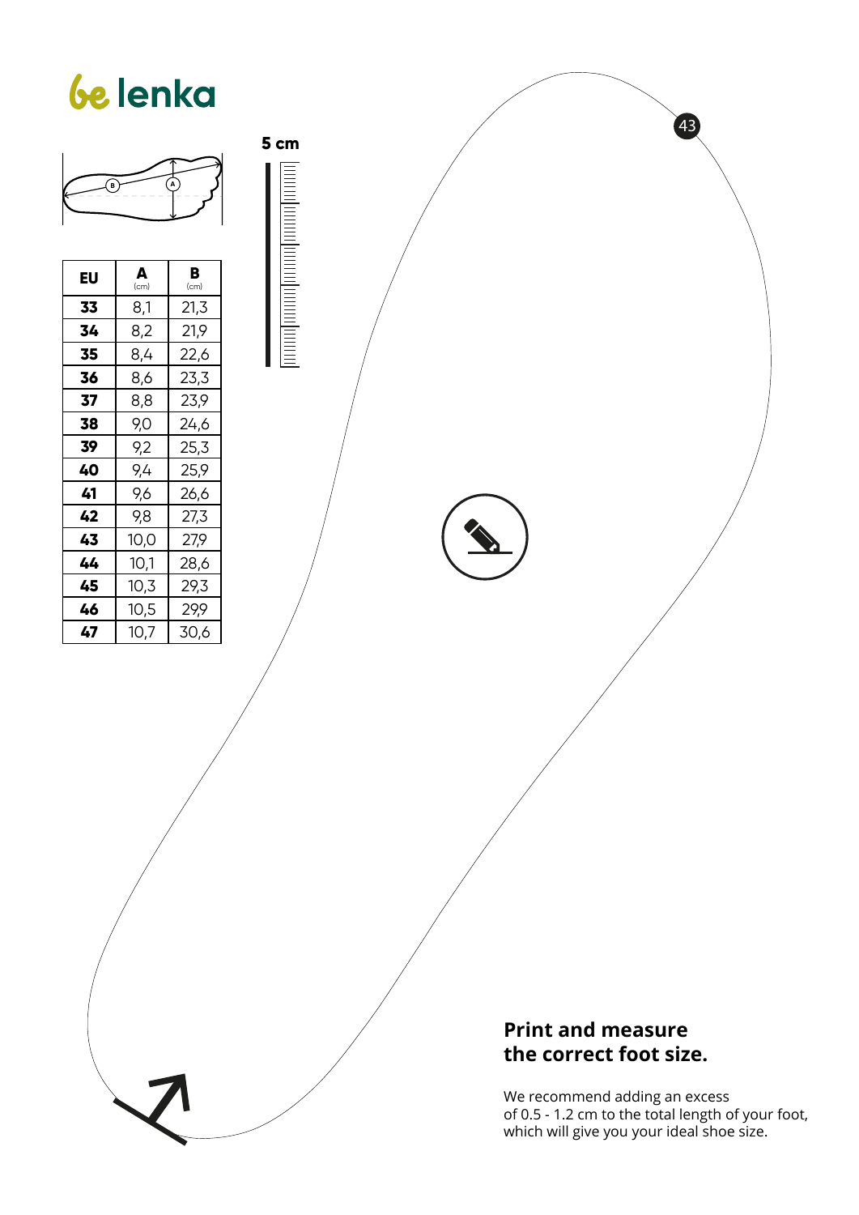be lenka

| EU | A (cm) | B (cm) |
|---|---|---|
| 33 | 8,1 | 21,3 |
| 34 | 8,2 | 21,9 |
| 35 | 8,4 | 22,6 |
| 36 | 8,6 | 23,3 |
| 37 | 8,8 | 23,9 |
| 38 | 9,0 | 24,6 |
| 39 | 9,2 | 25,3 |
| 40 | 9,4 | 25,9 |
| 41 | 9,6 | 26,6 |
| 42 | 9,8 | 27,3 |
| 43 | 10,0 | 27,9 |
| 44 | 10,1 | 28,6 |
| 45 | 10,3 | 29,3 |
| 46 | 10,5 | 29,9 |
| 47 | 10,7 | 30,6 |

5 cm

43

**Print and measure the correct foot size.**

We recommend adding an excess of 0.5 - 1.2 cm to the total length of your foot, which will give you your ideal shoe size.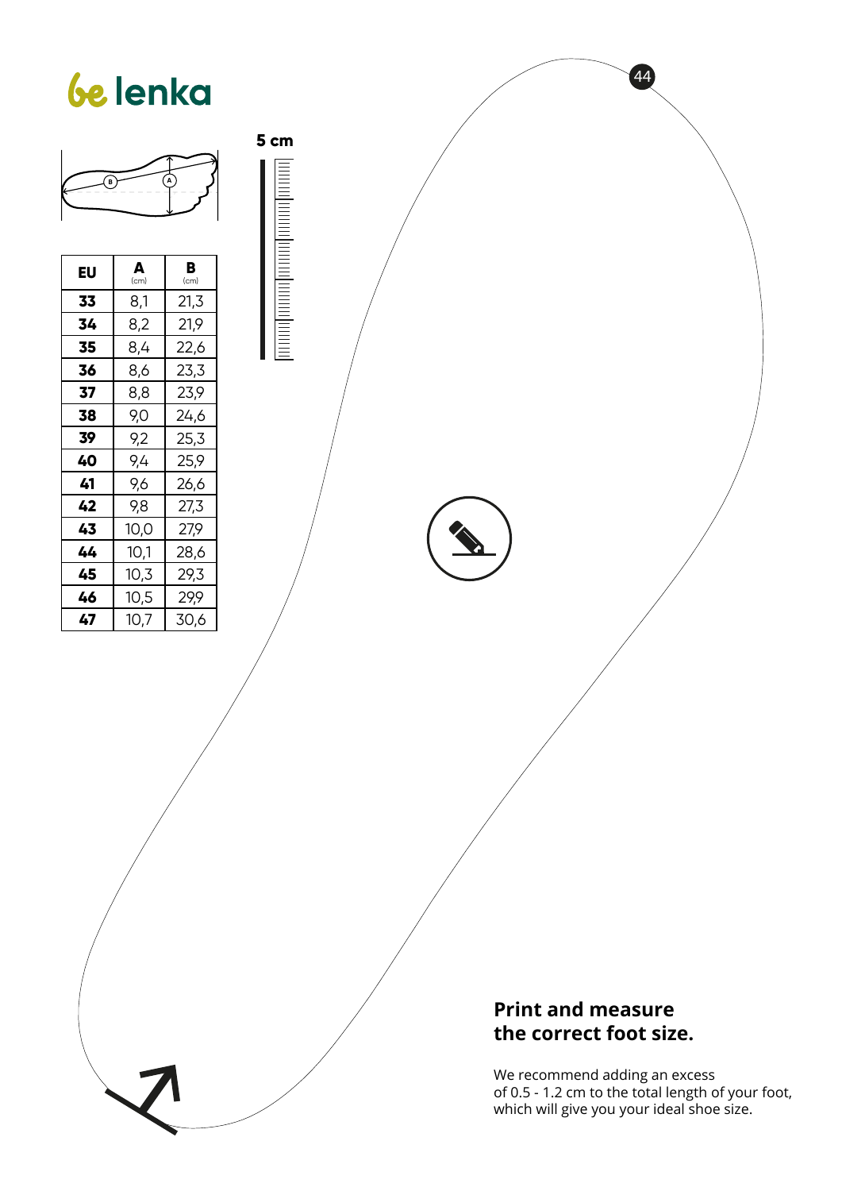be lenka

5 cm

| EU | A (cm) | B (cm) |
|---|---|---|
| 33 | 8,1 | 21,3 |
| 34 | 8,2 | 21,9 |
| 35 | 8,4 | 22,6 |
| 36 | 8,6 | 23,3 |
| 37 | 8,8 | 23,9 |
| 38 | 9,0 | 24,6 |
| 39 | 9,2 | 25,3 |
| 40 | 9,4 | 25,9 |
| 41 | 9,6 | 26,6 |
| 42 | 9,8 | 27,3 |
| 43 | 10,0 | 27,9 |
| 44 | 10,1 | 28,6 |
| 45 | 10,3 | 29,3 |
| 46 | 10,5 | 29,9 |
| 47 | 10,7 | 30,6 |

44

## Print and measure the correct foot size.

We recommend adding an excess of 0.5 - 1.2 cm to the total length of your foot, which will give you your ideal shoe size.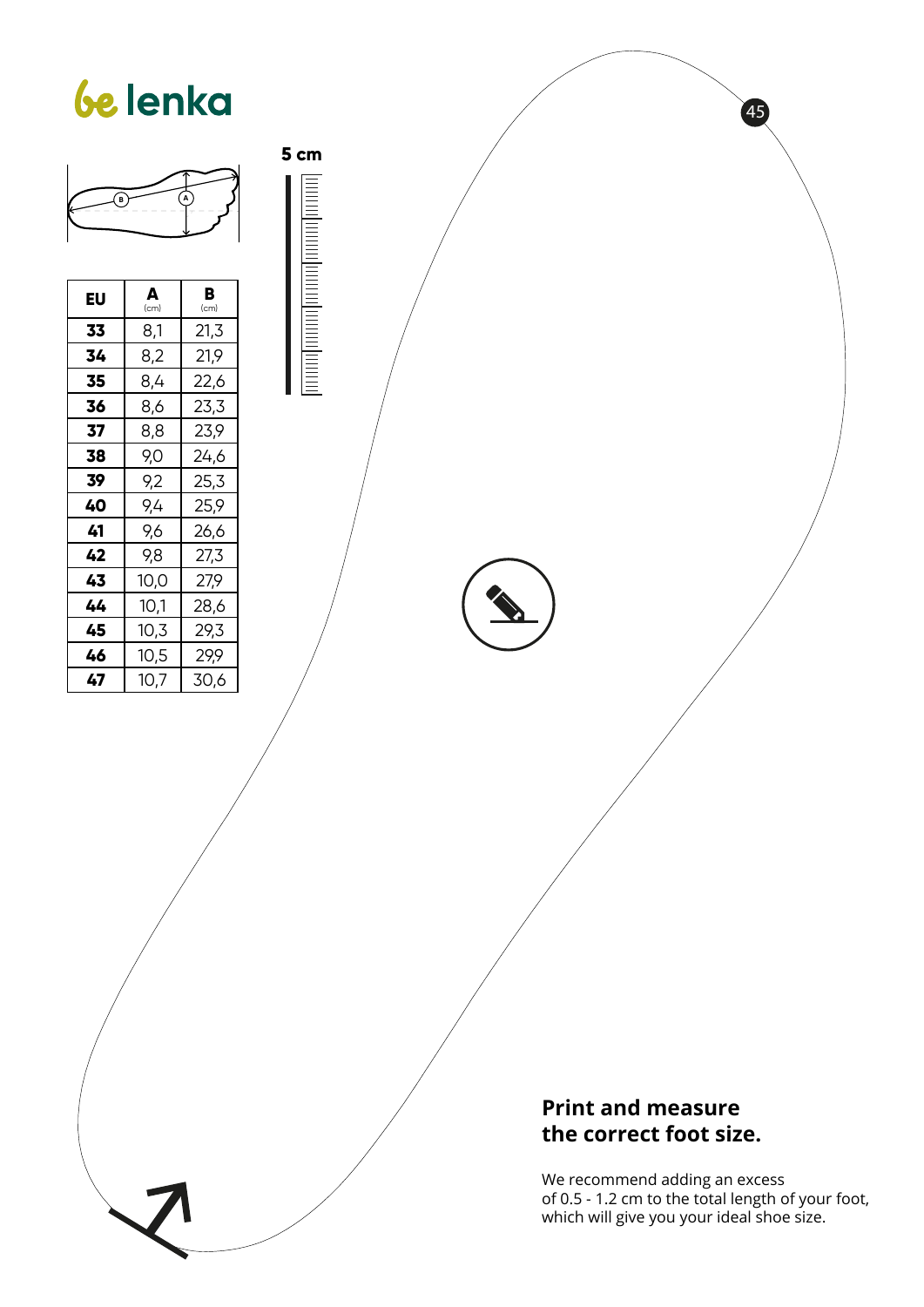be lenka

5 cm

| EU | A (cm) | B (cm) |
|---|---|---|
| 33 | 8,1 | 21,3 |
| 34 | 8,2 | 21,9 |
| 35 | 8,4 | 22,6 |
| 36 | 8,6 | 23,3 |
| 37 | 8,8 | 23,9 |
| 38 | 9,0 | 24,6 |
| 39 | 9,2 | 25,3 |
| 40 | 9,4 | 25,9 |
| 41 | 9,6 | 26,6 |
| 42 | 9,8 | 27,3 |
| 43 | 10,0 | 27,9 |
| 44 | 10,1 | 28,6 |
| 45 | 10,3 | 29,3 |
| 46 | 10,5 | 29,9 |
| 47 | 10,7 | 30,6 |

45

## Print and measure the correct foot size.

We recommend adding an excess of 0.5 - 1.2 cm to the total length of your foot, which will give you your ideal shoe size.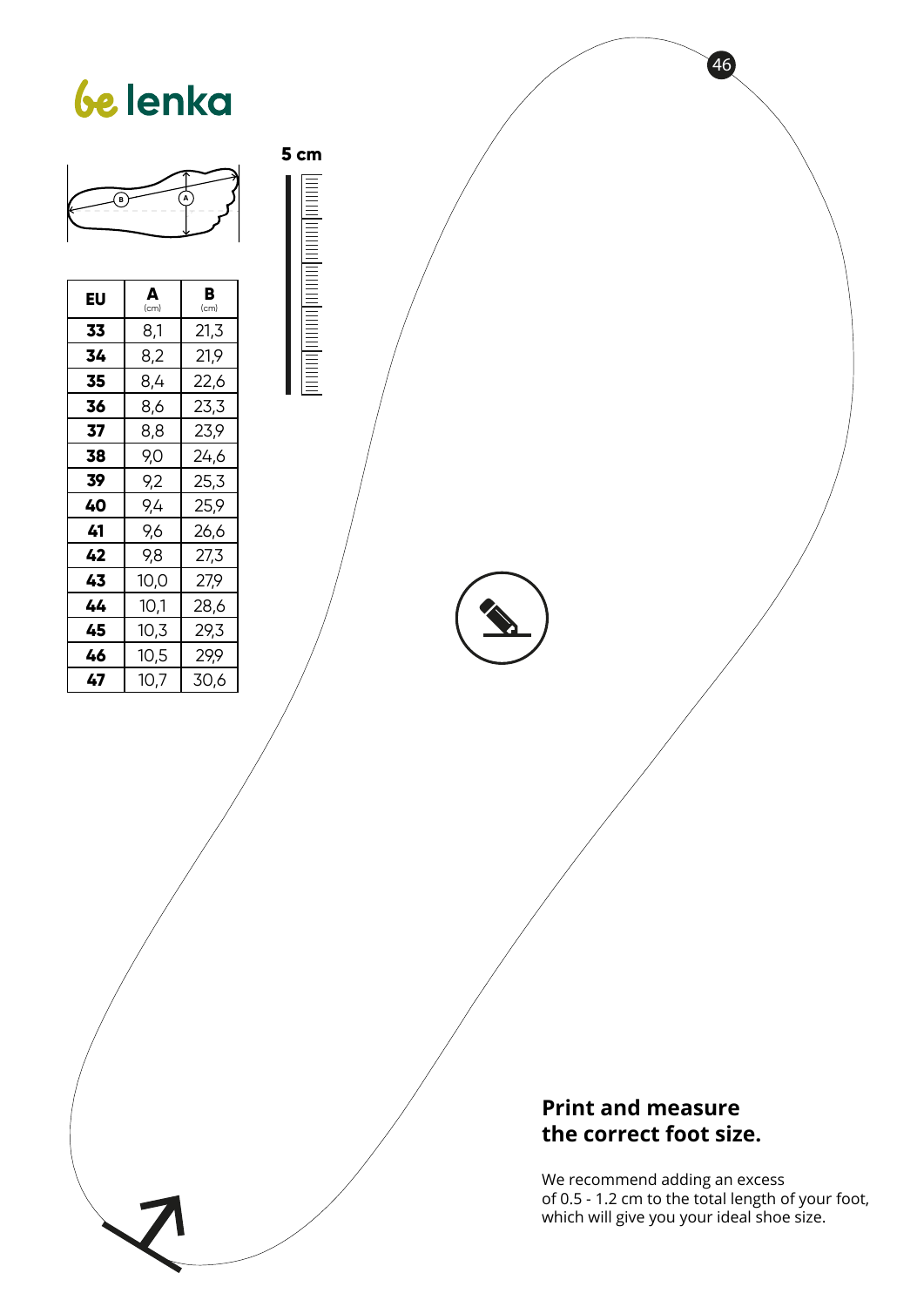be lenka

B A

| EU | A (cm) | B (cm) |
|---|---|---|
| 33 | 8,1 | 21,3 |
| 34 | 8,2 | 21,9 |
| 35 | 8,4 | 22,6 |
| 36 | 8,6 | 23,3 |
| 37 | 8,8 | 23,9 |
| 38 | 9,0 | 24,6 |
| 39 | 9,2 | 25,3 |
| 40 | 9,4 | 25,9 |
| 41 | 9,6 | 26,6 |
| 42 | 9,8 | 27,3 |
| 43 | 10,0 | 27,9 |
| 44 | 10,1 | 28,6 |
| 45 | 10,3 | 29,3 |
| 46 | 10,5 | 29,9 |
| 47 | 10,7 | 30,6 |

5 cm

46

**Print and measure the correct foot size.**

We recommend adding an excess of 0.5 - 1.2 cm to the total length of your foot, which will give you your ideal shoe size.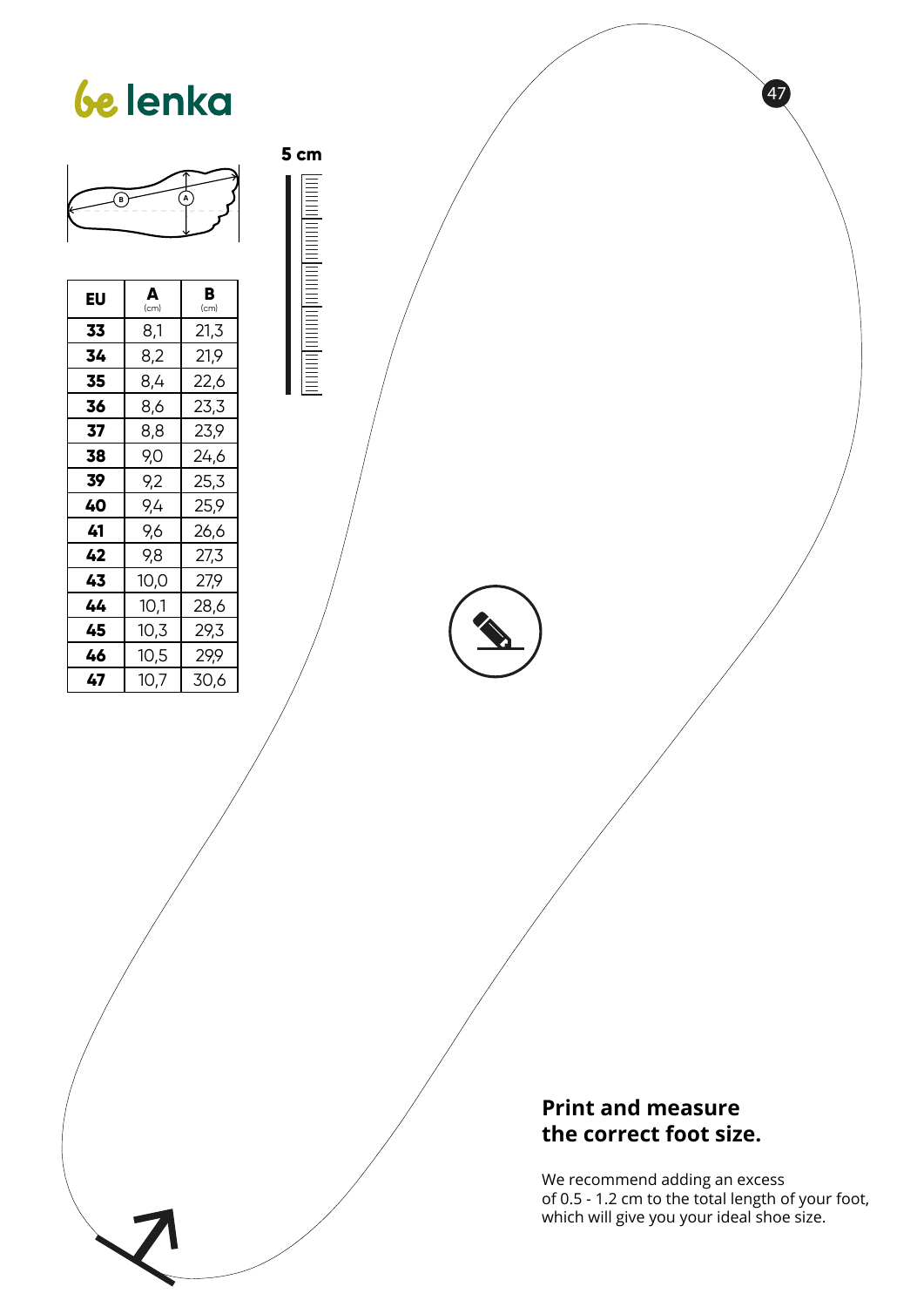be lenka

5 cm

| EU | A (cm) | B (cm) |
|---|---|---|
| 33 | 8,1 | 21,3 |
| 34 | 8,2 | 21,9 |
| 35 | 8,4 | 22,6 |
| 36 | 8,6 | 23,3 |
| 37 | 8,8 | 23,9 |
| 38 | 9,0 | 24,6 |
| 39 | 9,2 | 25,3 |
| 40 | 9,4 | 25,9 |
| 41 | 9,6 | 26,6 |
| 42 | 9,8 | 27,3 |
| 43 | 10,0 | 27,9 |
| 44 | 10,1 | 28,6 |
| 45 | 10,3 | 29,3 |
| 46 | 10,5 | 29,9 |
| 47 | 10,7 | 30,6 |

47

## Print and measure the correct foot size.

We recommend adding an excess of 0.5 - 1.2 cm to the total length of your foot, which will give you your ideal shoe size.